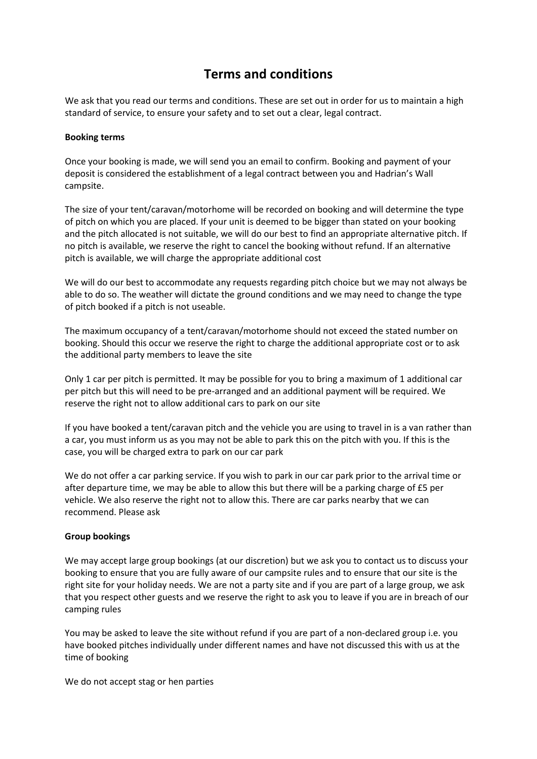# Terms and conditions

We ask that you read our terms and conditions. These are set out in order for us to maintain a high standard of service, to ensure your safety and to set out a clear, legal contract.

**Booking terms**

Once your booking is made, we will send you an email to confirm. Booking and payment of your deposit is considered the establishment of a legal contract between you and Hadrian's Wall campsite.

The size of your tent/caravan/motorhome will be recorded on booking and will determine the type of pitch on which you are placed. If your unit is deemed to be bigger than stated on your booking and the pitch allocated is not suitable, we will do our best to find an appropriate alternative pitch. If no pitch is available, we reserve the right to cancel the booking without refund. If an alternative pitch is available, we will charge the appropriate additional cost

We will do our best to accommodate any requests regarding pitch choice but we may not always be able to do so. The weather will dictate the ground conditions and we may need to change the type of pitch booked if a pitch is not useable.

The maximum occupancy of a tent/caravan/motorhome should not exceed the stated number on booking. Should this occur we reserve the right to charge the additional appropriate cost or to ask the additional party members to leave the site

Only 1 car per pitch is permitted. It may be possible for you to bring a maximum of 1 additional car per pitch but this will need to be pre-arranged and an additional payment will be required. We reserve the right not to allow additional cars to park on our site

If you have booked a tent/caravan pitch and the vehicle you are using to travel in is a van rather than a car, you must inform us as you may not be able to park this on the pitch with you. If this is the case, you will be charged extra to park on our car park

We do not offer a car parking service. If you wish to park in our car park prior to the arrival time or after departure time, we may be able to allow this but there will be a parking charge of £5 per vehicle. We also reserve the right not to allow this. There are car parks nearby that we can recommend. Please ask

**Group bookings**

We may accept large group bookings (at our discretion) but we ask you to contact us to discuss your booking to ensure that you are fully aware of our campsite rules and to ensure that our site is the right site for your holiday needs. We are not a party site and if you are part of a large group, we ask that you respect other guests and we reserve the right to ask you to leave if you are in breach of our camping rules

You may be asked to leave the site without refund if you are part of a non-declared group i.e. you have booked pitches individually under different names and have not discussed this with us at the time of booking

We do not accept stag or hen parties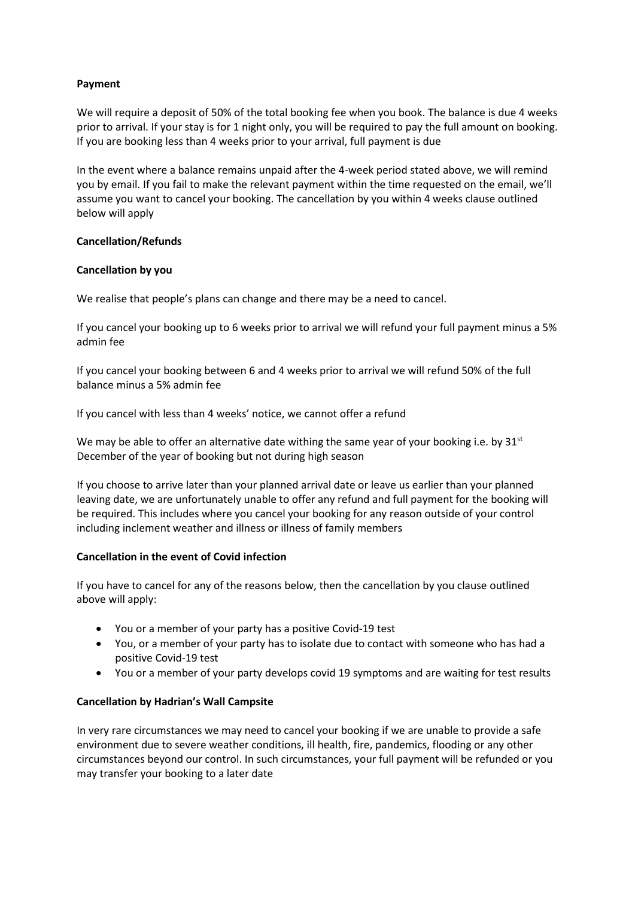**Payment**

We will require a deposit of 50% of the total booking fee when you book. The balance is due 4 weeks prior to arrival. If your stay is for 1 night only, you will be required to pay the full amount on booking. If you are booking less than 4 weeks prior to your arrival, full payment is due

In the event where a balance remains unpaid after the 4-week period stated above, we will remind you by email. If you fail to make the relevant payment within the time requested on the email, we'll assume you want to cancel your booking. The cancellation by you within 4 weeks clause outlined below will apply

**Cancellation/Refunds**

**Cancellation by you**

We realise that people's plans can change and there may be a need to cancel.

If you cancel your booking up to 6 weeks prior to arrival we will refund your full payment minus a 5% admin fee

If you cancel your booking between 6 and 4 weeks prior to arrival we will refund 50% of the full balance minus a 5% admin fee

If you cancel with less than 4 weeks' notice, we cannot offer a refund

We may be able to offer an alternative date withing the same year of your booking i.e. by 31st December of the year of booking but not during high season

If you choose to arrive later than your planned arrival date or leave us earlier than your planned leaving date, we are unfortunately unable to offer any refund and full payment for the booking will be required. This includes where you cancel your booking for any reason outside of your control including inclement weather and illness or illness of family members

**Cancellation in the event of Covid infection**

If you have to cancel for any of the reasons below, then the cancellation by you clause outlined above will apply:

- You or a member of your party has a positive Covid-19 test
- You, or a member of your party has to isolate due to contact with someone who has had a positive Covid-19 test
- You or a member of your party develops covid 19 symptoms and are waiting for test results

**Cancellation by Hadrian's Wall Campsite**

In very rare circumstances we may need to cancel your booking if we are unable to provide a safe environment due to severe weather conditions, ill health, fire, pandemics, flooding or any other circumstances beyond our control. In such circumstances, your full payment will be refunded or you may transfer your booking to a later date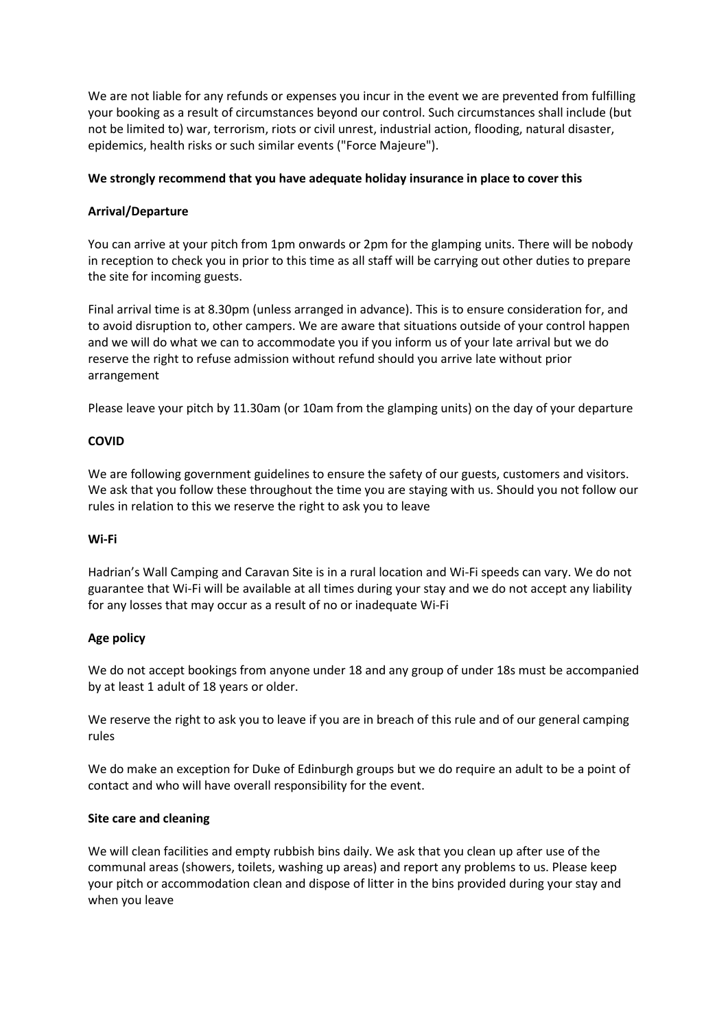We are not liable for any refunds or expenses you incur in the event we are prevented from fulfilling your booking as a result of circumstances beyond our control. Such circumstances shall include (but not be limited to) war, terrorism, riots or civil unrest, industrial action, flooding, natural disaster, epidemics, health risks or such similar events ("Force Majeure").

**We strongly recommend that you have adequate holiday insurance in place to cover this**

**Arrival/Departure**

You can arrive at your pitch from 1pm onwards or 2pm for the glamping units. There will be nobody in reception to check you in prior to this time as all staff will be carrying out other duties to prepare the site for incoming guests.

Final arrival time is at 8.30pm (unless arranged in advance). This is to ensure consideration for, and to avoid disruption to, other campers. We are aware that situations outside of your control happen and we will do what we can to accommodate you if you inform us of your late arrival but we do reserve the right to refuse admission without refund should you arrive late without prior arrangement

Please leave your pitch by 11.30am (or 10am from the glamping units) on the day of your departure

**COVID**

We are following government guidelines to ensure the safety of our guests, customers and visitors. We ask that you follow these throughout the time you are staying with us. Should you not follow our rules in relation to this we reserve the right to ask you to leave

**Wi-Fi**

Hadrian's Wall Camping and Caravan Site is in a rural location and Wi-Fi speeds can vary. We do not guarantee that Wi-Fi will be available at all times during your stay and we do not accept any liability for any losses that may occur as a result of no or inadequate Wi-Fi

**Age policy**

We do not accept bookings from anyone under 18 and any group of under 18s must be accompanied by at least 1 adult of 18 years or older.

We reserve the right to ask you to leave if you are in breach of this rule and of our general camping rules

We do make an exception for Duke of Edinburgh groups but we do require an adult to be a point of contact and who will have overall responsibility for the event.

**Site care and cleaning**

We will clean facilities and empty rubbish bins daily. We ask that you clean up after use of the communal areas (showers, toilets, washing up areas) and report any problems to us. Please keep your pitch or accommodation clean and dispose of litter in the bins provided during your stay and when you leave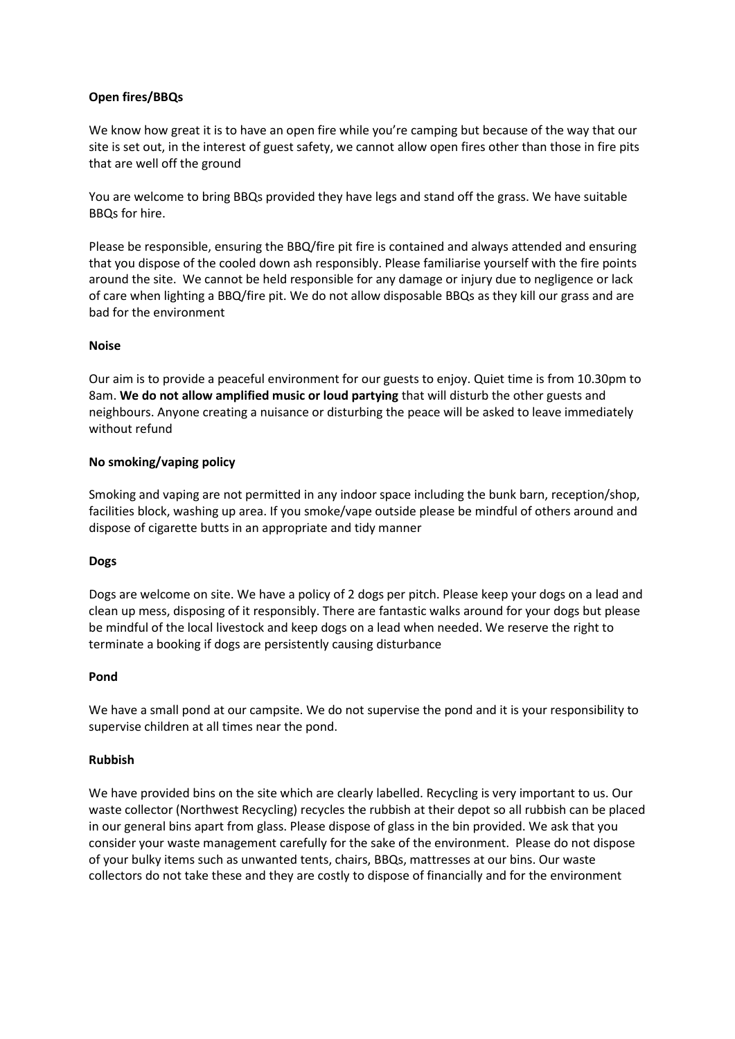**Open fires/BBQs**

We know how great it is to have an open fire while you're camping but because of the way that our site is set out, in the interest of guest safety, we cannot allow open fires other than those in fire pits that are well off the ground

You are welcome to bring BBQs provided they have legs and stand off the grass. We have suitable BBQs for hire.

Please be responsible, ensuring the BBQ/fire pit fire is contained and always attended and ensuring that you dispose of the cooled down ash responsibly. Please familiarise yourself with the fire points around the site. We cannot be held responsible for any damage or injury due to negligence or lack of care when lighting a BBQ/fire pit. We do not allow disposable BBQs as they kill our grass and are bad for the environment

**Noise**

Our aim is to provide a peaceful environment for our guests to enjoy. Quiet time is from 10.30pm to 8am. **We do not allow amplified music or loud partying** that will disturb the other guests and neighbours. Anyone creating a nuisance or disturbing the peace will be asked to leave immediately without refund

**No smoking/vaping policy**

Smoking and vaping are not permitted in any indoor space including the bunk barn, reception/shop, facilities block, washing up area. If you smoke/vape outside please be mindful of others around and dispose of cigarette butts in an appropriate and tidy manner

**Dogs**

Dogs are welcome on site. We have a policy of 2 dogs per pitch. Please keep your dogs on a lead and clean up mess, disposing of it responsibly. There are fantastic walks around for your dogs but please be mindful of the local livestock and keep dogs on a lead when needed. We reserve the right to terminate a booking if dogs are persistently causing disturbance

**Pond**

We have a small pond at our campsite. We do not supervise the pond and it is your responsibility to supervise children at all times near the pond.

**Rubbish**

We have provided bins on the site which are clearly labelled. Recycling is very important to us. Our waste collector (Northwest Recycling) recycles the rubbish at their depot so all rubbish can be placed in our general bins apart from glass. Please dispose of glass in the bin provided. We ask that you consider your waste management carefully for the sake of the environment. Please do not dispose of your bulky items such as unwanted tents, chairs, BBQs, mattresses at our bins. Our waste collectors do not take these and they are costly to dispose of financially and for the environment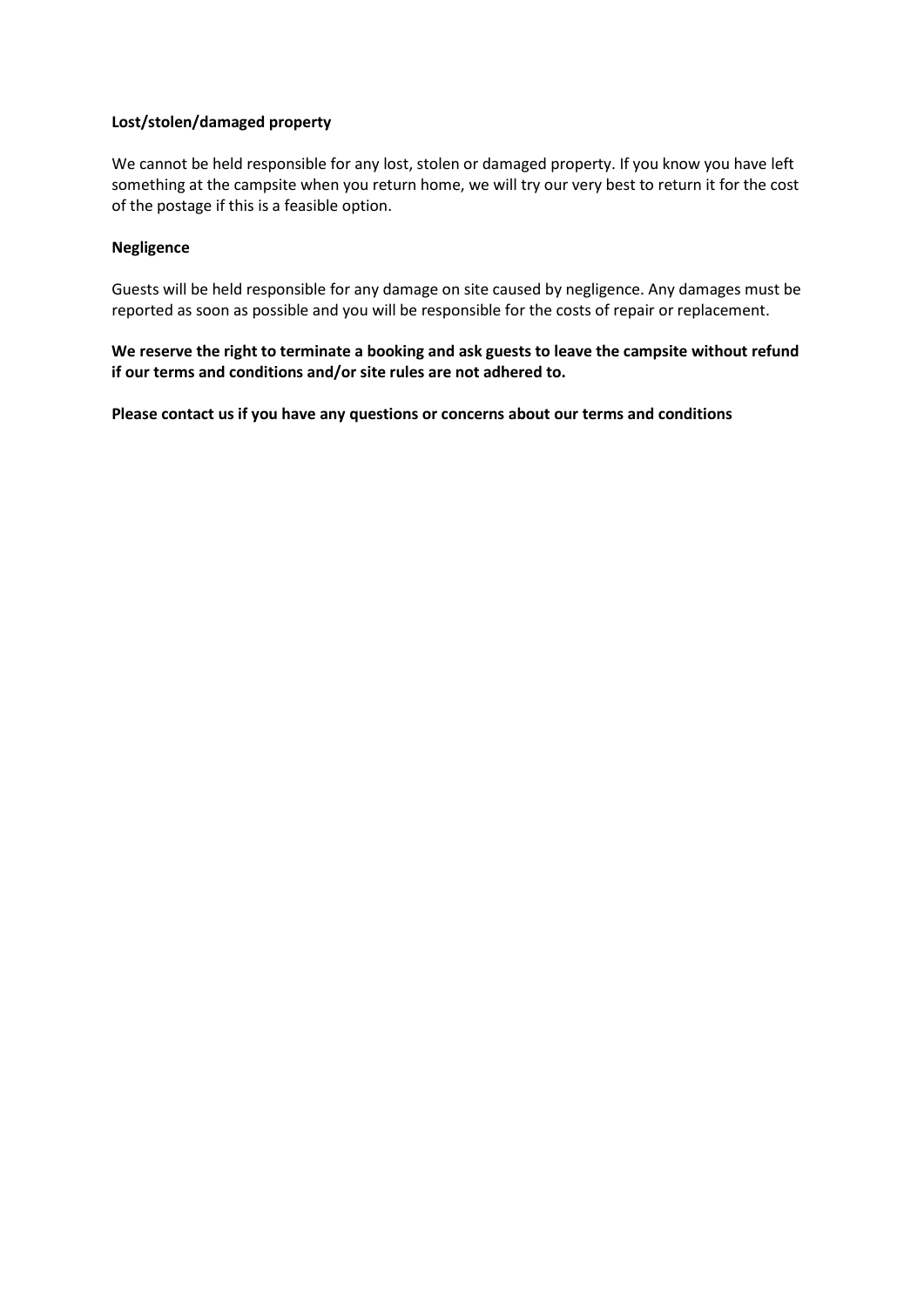**Lost/stolen/damaged property**

We cannot be held responsible for any lost, stolen or damaged property. If you know you have left something at the campsite when you return home, we will try our very best to return it for the cost of the postage if this is a feasible option.

**Negligence**

Guests will be held responsible for any damage on site caused by negligence. Any damages must be reported as soon as possible and you will be responsible for the costs of repair or replacement.

**We reserve the right to terminate a booking and ask guests to leave the campsite without refund if our terms and conditions and/or site rules are not adhered to.**

**Please contact us if you have any questions or concerns about our terms and conditions**